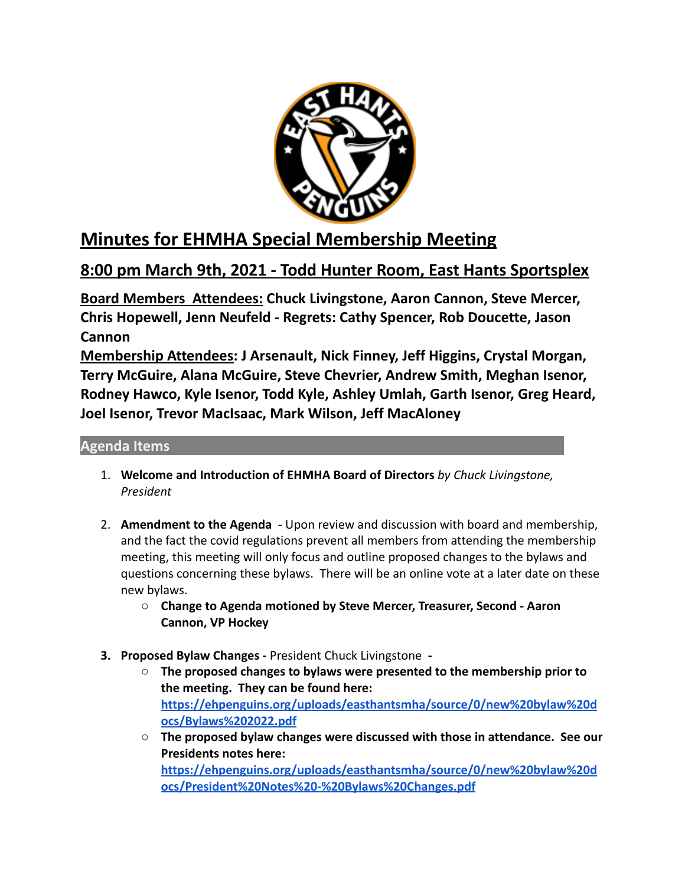# Minutes for EHMHA Special Membership Meeting

## 8:00 pm March 9th, 2021 - Todd Hunter Room, East Hants Sportsplex

**Board Members Attendees: Chuck Livingstone, Aaron Cannon, Steve Mercer, Chris Hopewell, Jenn Neufeld - Regrets: Cathy Spencer, Rob Doucette, Jason Cannon**

**Membership Attendees: J Arsenault, Nick Finney, Jeff Higgins, Crystal Morgan, Terry McGuire, Alana McGuire, Steve Chevrier, Andrew Smith, Meghan Isenor, Rodney Hawco, Kyle Isenor, Todd Kyle, Ashley Umlah, Garth Isenor, Greg Heard, Joel Isenor, Trevor MacIsaac, Mark Wilson, Jeff MacAloney**

### Agenda Items

1. **Welcome and Introduction of EHMHA Board of Directors** *by Chuck Livingstone, President*

2. **Amendment to the Agenda** - Upon review and discussion with board and membership, and the fact the covid regulations prevent all members from attending the membership meeting, this meeting will only focus and outline proposed changes to the bylaws and questions concerning these bylaws. There will be an online vote at a later date on these new bylaws.
   - **Change to Agenda motioned by Steve Mercer, Treasurer, Second - Aaron Cannon, VP Hockey**

3. **Proposed Bylaw Changes -** President Chuck Livingstone **-**
   - **The proposed changes to bylaws were presented to the membership prior to the meeting. They can be found here: [https://ehpenguins.org/uploads/easthantsmha/source/0/new%20bylaw%20docs/Bylaws%202022.pdf](https://ehpenguins.org/uploads/easthantsmha/source/0/new%20bylaw%20docs/Bylaws%202022.pdf)**
   - **The proposed bylaw changes were discussed with those in attendance. See our Presidents notes here: [https://ehpenguins.org/uploads/easthantsmha/source/0/new%20bylaw%20docs/President%20Notes%20-%20Bylaws%20Changes.pdf](https://ehpenguins.org/uploads/easthantsmha/source/0/new%20bylaw%20docs/President%20Notes%20-%20Bylaws%20Changes.pdf)**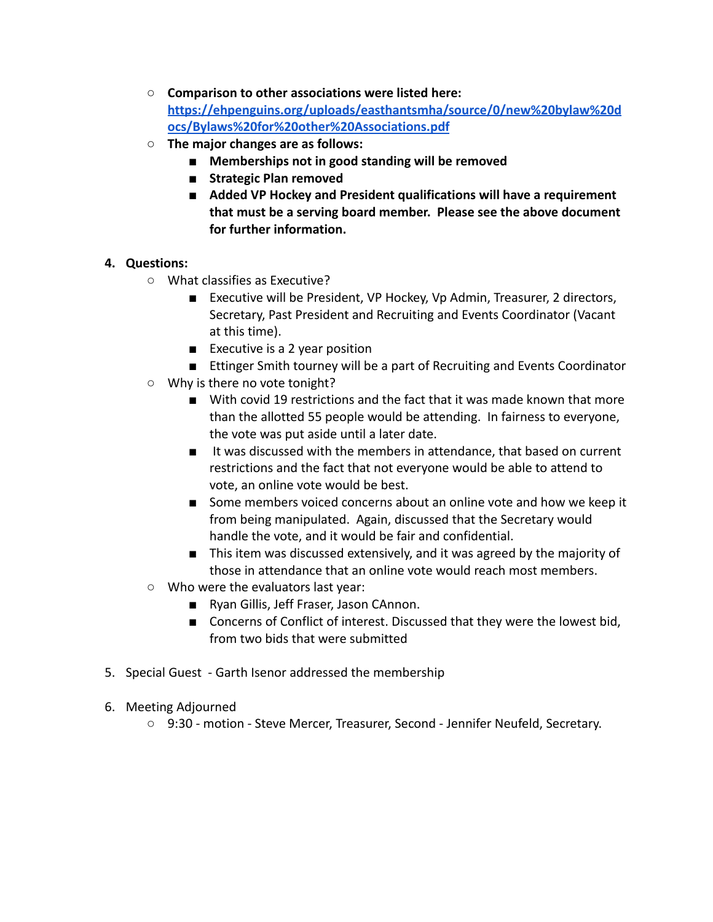- **Comparison to other associations were listed here: [https://ehpenguins.org/uploads/easthantsmha/source/0/new%20bylaw%20docs/Bylaws%20for%20other%20Associations.pdf](https://ehpenguins.org/uploads/easthantsmha/source/0/new%20bylaw%20docs/Bylaws%20for%20other%20Associations.pdf)**
- **The major changes are as follows:**
  - **Memberships not in good standing will be removed**
  - **Strategic Plan removed**
  - **Added VP Hockey and President qualifications will have a requirement that must be a serving board member. Please see the above document for further information.**

4. **Questions:**
   - What classifies as Executive?
     - Executive will be President, VP Hockey, Vp Admin, Treasurer, 2 directors, Secretary, Past President and Recruiting and Events Coordinator (Vacant at this time).
     - Executive is a 2 year position
     - Ettinger Smith tourney will be a part of Recruiting and Events Coordinator
   - Why is there no vote tonight?
     - With covid 19 restrictions and the fact that it was made known that more than the allotted 55 people would be attending. In fairness to everyone, the vote was put aside until a later date.
     - It was discussed with the members in attendance, that based on current restrictions and the fact that not everyone would be able to attend to vote, an online vote would be best.
     - Some members voiced concerns about an online vote and how we keep it from being manipulated. Again, discussed that the Secretary would handle the vote, and it would be fair and confidential.
     - This item was discussed extensively, and it was agreed by the majority of those in attendance that an online vote would reach most members.
   - Who were the evaluators last year:
     - Ryan Gillis, Jeff Fraser, Jason CAnnon.
     - Concerns of Conflict of interest. Discussed that they were the lowest bid, from two bids that were submitted

5. Special Guest - Garth Isenor addressed the membership

6. Meeting Adjourned
   - 9:30 - motion - Steve Mercer, Treasurer, Second - Jennifer Neufeld, Secretary.